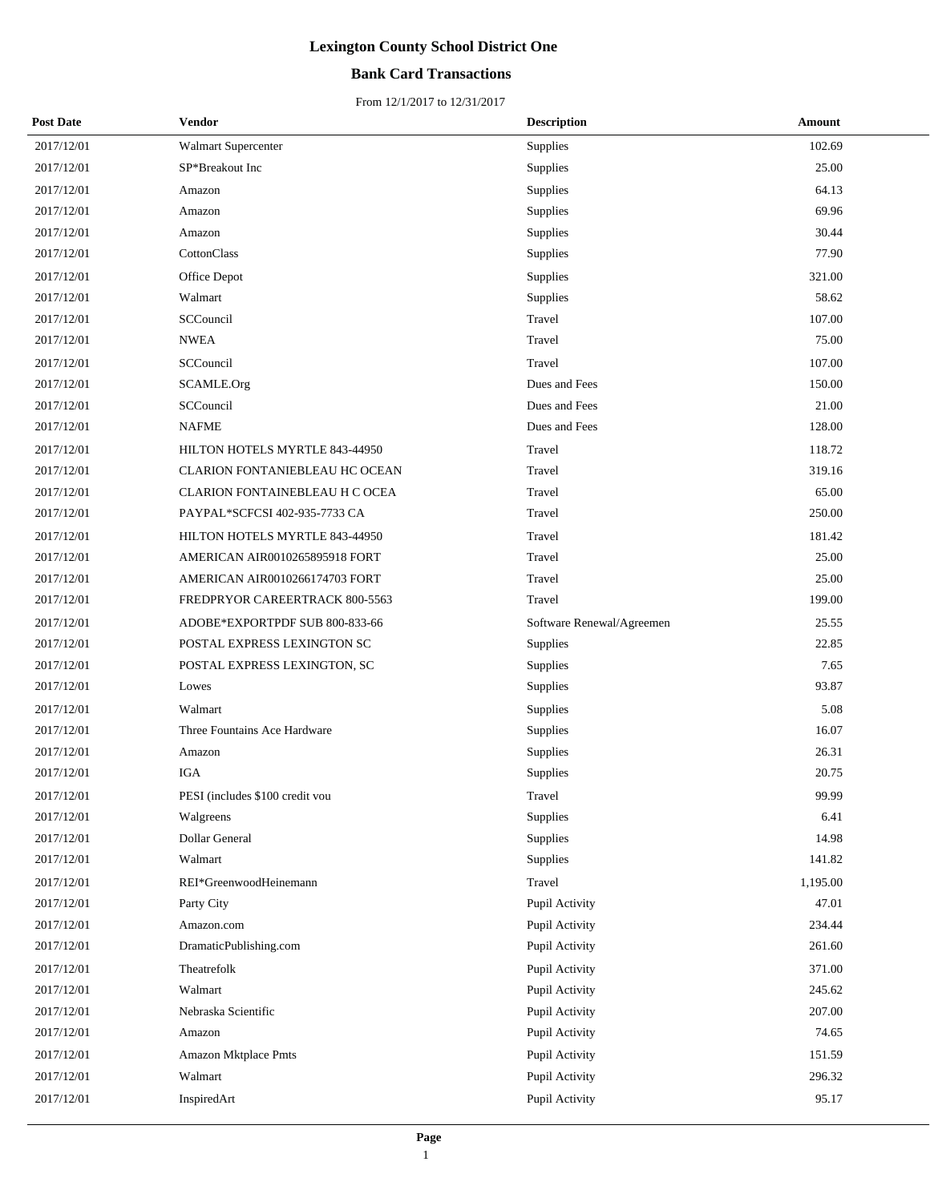# Lexington County School District One

## Bank Card Transactions

From 12/1/2017 to 12/31/2017

| Post Date | Vendor | Description | Amount |
|---|---|---|---|
| 2017/12/01 | Walmart Supercenter | Supplies | 102.69 |
| 2017/12/01 | SP*Breakout Inc | Supplies | 25.00 |
| 2017/12/01 | Amazon | Supplies | 64.13 |
| 2017/12/01 | Amazon | Supplies | 69.96 |
| 2017/12/01 | Amazon | Supplies | 30.44 |
| 2017/12/01 | CottonClass | Supplies | 77.90 |
| 2017/12/01 | Office Depot | Supplies | 321.00 |
| 2017/12/01 | Walmart | Supplies | 58.62 |
| 2017/12/01 | SCCouncil | Travel | 107.00 |
| 2017/12/01 | NWEA | Travel | 75.00 |
| 2017/12/01 | SCCouncil | Travel | 107.00 |
| 2017/12/01 | SCAMLE.Org | Dues and Fees | 150.00 |
| 2017/12/01 | SCCouncil | Dues and Fees | 21.00 |
| 2017/12/01 | NAFME | Dues and Fees | 128.00 |
| 2017/12/01 | HILTON HOTELS MYRTLE 843-44950 | Travel | 118.72 |
| 2017/12/01 | CLARION FONTANIEBLEAU HC OCEAN | Travel | 319.16 |
| 2017/12/01 | CLARION FONTAINEBLEAU H C OCEA | Travel | 65.00 |
| 2017/12/01 | PAYPAL*SCFCSI 402-935-7733 CA | Travel | 250.00 |
| 2017/12/01 | HILTON HOTELS MYRTLE 843-44950 | Travel | 181.42 |
| 2017/12/01 | AMERICAN AIR0010265895918 FORT | Travel | 25.00 |
| 2017/12/01 | AMERICAN AIR0010266174703 FORT | Travel | 25.00 |
| 2017/12/01 | FREDPRYOR CAREERTRACK 800-5563 | Travel | 199.00 |
| 2017/12/01 | ADOBE*EXPORTPDF SUB 800-833-66 | Software Renewal/Agreemen | 25.55 |
| 2017/12/01 | POSTAL EXPRESS LEXINGTON SC | Supplies | 22.85 |
| 2017/12/01 | POSTAL EXPRESS LEXINGTON, SC | Supplies | 7.65 |
| 2017/12/01 | Lowes | Supplies | 93.87 |
| 2017/12/01 | Walmart | Supplies | 5.08 |
| 2017/12/01 | Three Fountains Ace Hardware | Supplies | 16.07 |
| 2017/12/01 | Amazon | Supplies | 26.31 |
| 2017/12/01 | IGA | Supplies | 20.75 |
| 2017/12/01 | PESI (includes $100 credit vou | Travel | 99.99 |
| 2017/12/01 | Walgreens | Supplies | 6.41 |
| 2017/12/01 | Dollar General | Supplies | 14.98 |
| 2017/12/01 | Walmart | Supplies | 141.82 |
| 2017/12/01 | REI*GreenwoodHeinemann | Travel | 1,195.00 |
| 2017/12/01 | Party City | Pupil Activity | 47.01 |
| 2017/12/01 | Amazon.com | Pupil Activity | 234.44 |
| 2017/12/01 | DramaticPublishing.com | Pupil Activity | 261.60 |
| 2017/12/01 | Theatrefolk | Pupil Activity | 371.00 |
| 2017/12/01 | Walmart | Pupil Activity | 245.62 |
| 2017/12/01 | Nebraska Scientific | Pupil Activity | 207.00 |
| 2017/12/01 | Amazon | Pupil Activity | 74.65 |
| 2017/12/01 | Amazon Mktplace Pmts | Pupil Activity | 151.59 |
| 2017/12/01 | Walmart | Pupil Activity | 296.32 |
| 2017/12/01 | InspiredArt | Pupil Activity | 95.17 |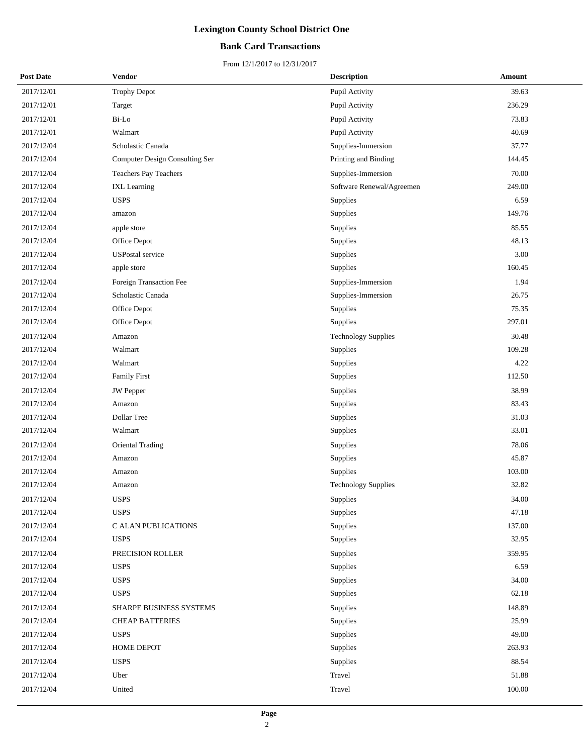# Lexington County School District One

## Bank Card Transactions

From 12/1/2017 to 12/31/2017

| Post Date | Vendor | Description | Amount |
|---|---|---|---|
| 2017/12/01 | Trophy Depot | Pupil Activity | 39.63 |
| 2017/12/01 | Target | Pupil Activity | 236.29 |
| 2017/12/01 | Bi-Lo | Pupil Activity | 73.83 |
| 2017/12/01 | Walmart | Pupil Activity | 40.69 |
| 2017/12/04 | Scholastic Canada | Supplies-Immersion | 37.77 |
| 2017/12/04 | Computer Design Consulting Ser | Printing and Binding | 144.45 |
| 2017/12/04 | Teachers Pay Teachers | Supplies-Immersion | 70.00 |
| 2017/12/04 | IXL Learning | Software Renewal/Agreemen | 249.00 |
| 2017/12/04 | USPS | Supplies | 6.59 |
| 2017/12/04 | amazon | Supplies | 149.76 |
| 2017/12/04 | apple store | Supplies | 85.55 |
| 2017/12/04 | Office Depot | Supplies | 48.13 |
| 2017/12/04 | USPostal service | Supplies | 3.00 |
| 2017/12/04 | apple store | Supplies | 160.45 |
| 2017/12/04 | Foreign Transaction Fee | Supplies-Immersion | 1.94 |
| 2017/12/04 | Scholastic Canada | Supplies-Immersion | 26.75 |
| 2017/12/04 | Office Depot | Supplies | 75.35 |
| 2017/12/04 | Office Depot | Supplies | 297.01 |
| 2017/12/04 | Amazon | Technology Supplies | 30.48 |
| 2017/12/04 | Walmart | Supplies | 109.28 |
| 2017/12/04 | Walmart | Supplies | 4.22 |
| 2017/12/04 | Family First | Supplies | 112.50 |
| 2017/12/04 | JW Pepper | Supplies | 38.99 |
| 2017/12/04 | Amazon | Supplies | 83.43 |
| 2017/12/04 | Dollar Tree | Supplies | 31.03 |
| 2017/12/04 | Walmart | Supplies | 33.01 |
| 2017/12/04 | Oriental Trading | Supplies | 78.06 |
| 2017/12/04 | Amazon | Supplies | 45.87 |
| 2017/12/04 | Amazon | Supplies | 103.00 |
| 2017/12/04 | Amazon | Technology Supplies | 32.82 |
| 2017/12/04 | USPS | Supplies | 34.00 |
| 2017/12/04 | USPS | Supplies | 47.18 |
| 2017/12/04 | C ALAN PUBLICATIONS | Supplies | 137.00 |
| 2017/12/04 | USPS | Supplies | 32.95 |
| 2017/12/04 | PRECISION ROLLER | Supplies | 359.95 |
| 2017/12/04 | USPS | Supplies | 6.59 |
| 2017/12/04 | USPS | Supplies | 34.00 |
| 2017/12/04 | USPS | Supplies | 62.18 |
| 2017/12/04 | SHARPE BUSINESS SYSTEMS | Supplies | 148.89 |
| 2017/12/04 | CHEAP BATTERIES | Supplies | 25.99 |
| 2017/12/04 | USPS | Supplies | 49.00 |
| 2017/12/04 | HOME DEPOT | Supplies | 263.93 |
| 2017/12/04 | USPS | Supplies | 88.54 |
| 2017/12/04 | Uber | Travel | 51.88 |
| 2017/12/04 | United | Travel | 100.00 |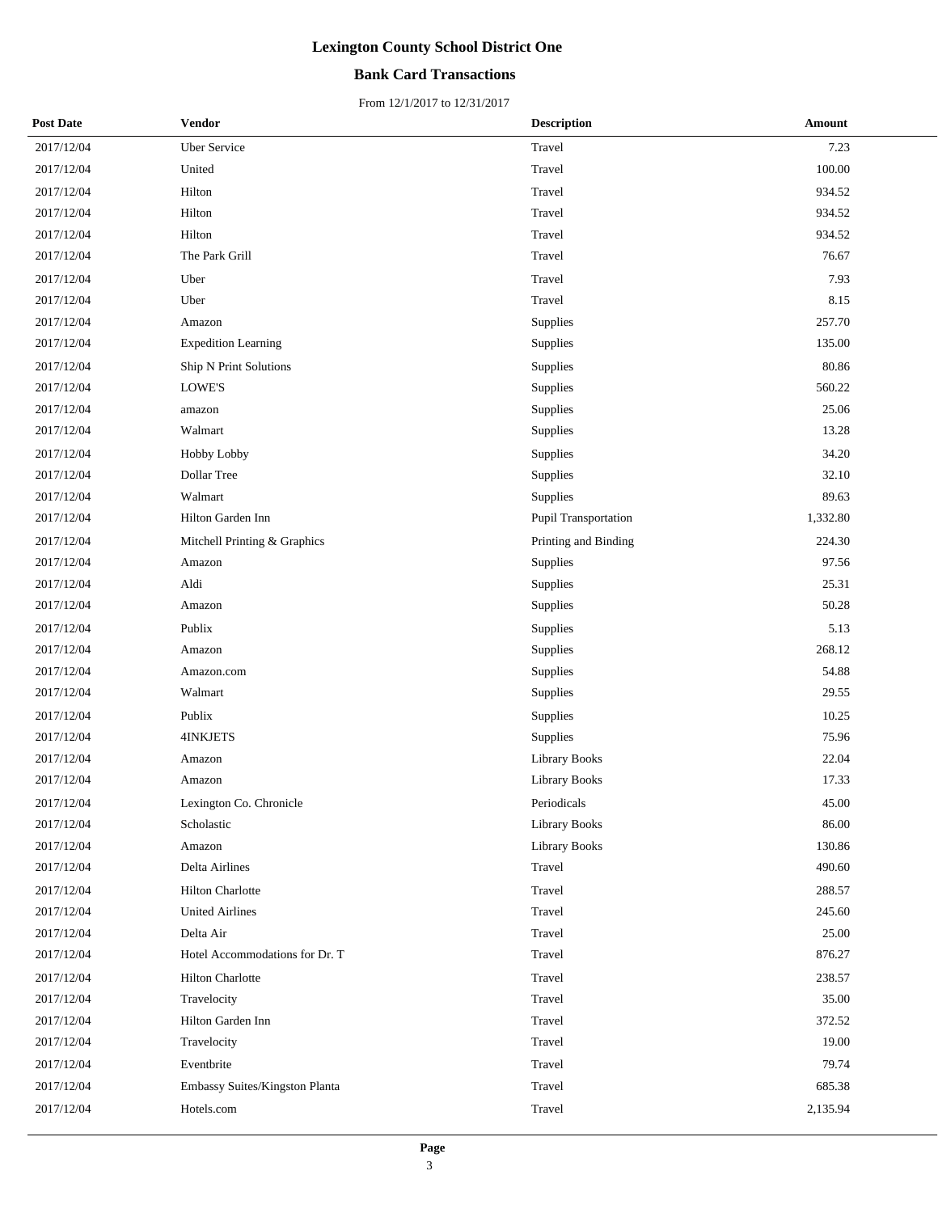# Lexington County School District One

## Bank Card Transactions

From 12/1/2017 to 12/31/2017

| Post Date | Vendor | Description | Amount |
|---|---|---|---|
| 2017/12/04 | Uber Service | Travel | 7.23 |
| 2017/12/04 | United | Travel | 100.00 |
| 2017/12/04 | Hilton | Travel | 934.52 |
| 2017/12/04 | Hilton | Travel | 934.52 |
| 2017/12/04 | Hilton | Travel | 934.52 |
| 2017/12/04 | The Park Grill | Travel | 76.67 |
| 2017/12/04 | Uber | Travel | 7.93 |
| 2017/12/04 | Uber | Travel | 8.15 |
| 2017/12/04 | Amazon | Supplies | 257.70 |
| 2017/12/04 | Expedition Learning | Supplies | 135.00 |
| 2017/12/04 | Ship N Print Solutions | Supplies | 80.86 |
| 2017/12/04 | LOWE'S | Supplies | 560.22 |
| 2017/12/04 | amazon | Supplies | 25.06 |
| 2017/12/04 | Walmart | Supplies | 13.28 |
| 2017/12/04 | Hobby Lobby | Supplies | 34.20 |
| 2017/12/04 | Dollar Tree | Supplies | 32.10 |
| 2017/12/04 | Walmart | Supplies | 89.63 |
| 2017/12/04 | Hilton Garden Inn | Pupil Transportation | 1,332.80 |
| 2017/12/04 | Mitchell Printing & Graphics | Printing and Binding | 224.30 |
| 2017/12/04 | Amazon | Supplies | 97.56 |
| 2017/12/04 | Aldi | Supplies | 25.31 |
| 2017/12/04 | Amazon | Supplies | 50.28 |
| 2017/12/04 | Publix | Supplies | 5.13 |
| 2017/12/04 | Amazon | Supplies | 268.12 |
| 2017/12/04 | Amazon.com | Supplies | 54.88 |
| 2017/12/04 | Walmart | Supplies | 29.55 |
| 2017/12/04 | Publix | Supplies | 10.25 |
| 2017/12/04 | 4INKJETS | Supplies | 75.96 |
| 2017/12/04 | Amazon | Library Books | 22.04 |
| 2017/12/04 | Amazon | Library Books | 17.33 |
| 2017/12/04 | Lexington Co. Chronicle | Periodicals | 45.00 |
| 2017/12/04 | Scholastic | Library Books | 86.00 |
| 2017/12/04 | Amazon | Library Books | 130.86 |
| 2017/12/04 | Delta Airlines | Travel | 490.60 |
| 2017/12/04 | Hilton Charlotte | Travel | 288.57 |
| 2017/12/04 | United Airlines | Travel | 245.60 |
| 2017/12/04 | Delta Air | Travel | 25.00 |
| 2017/12/04 | Hotel Accommodations for Dr. T | Travel | 876.27 |
| 2017/12/04 | Hilton Charlotte | Travel | 238.57 |
| 2017/12/04 | Travelocity | Travel | 35.00 |
| 2017/12/04 | Hilton Garden Inn | Travel | 372.52 |
| 2017/12/04 | Travelocity | Travel | 19.00 |
| 2017/12/04 | Eventbrite | Travel | 79.74 |
| 2017/12/04 | Embassy Suites/Kingston Planta | Travel | 685.38 |
| 2017/12/04 | Hotels.com | Travel | 2,135.94 |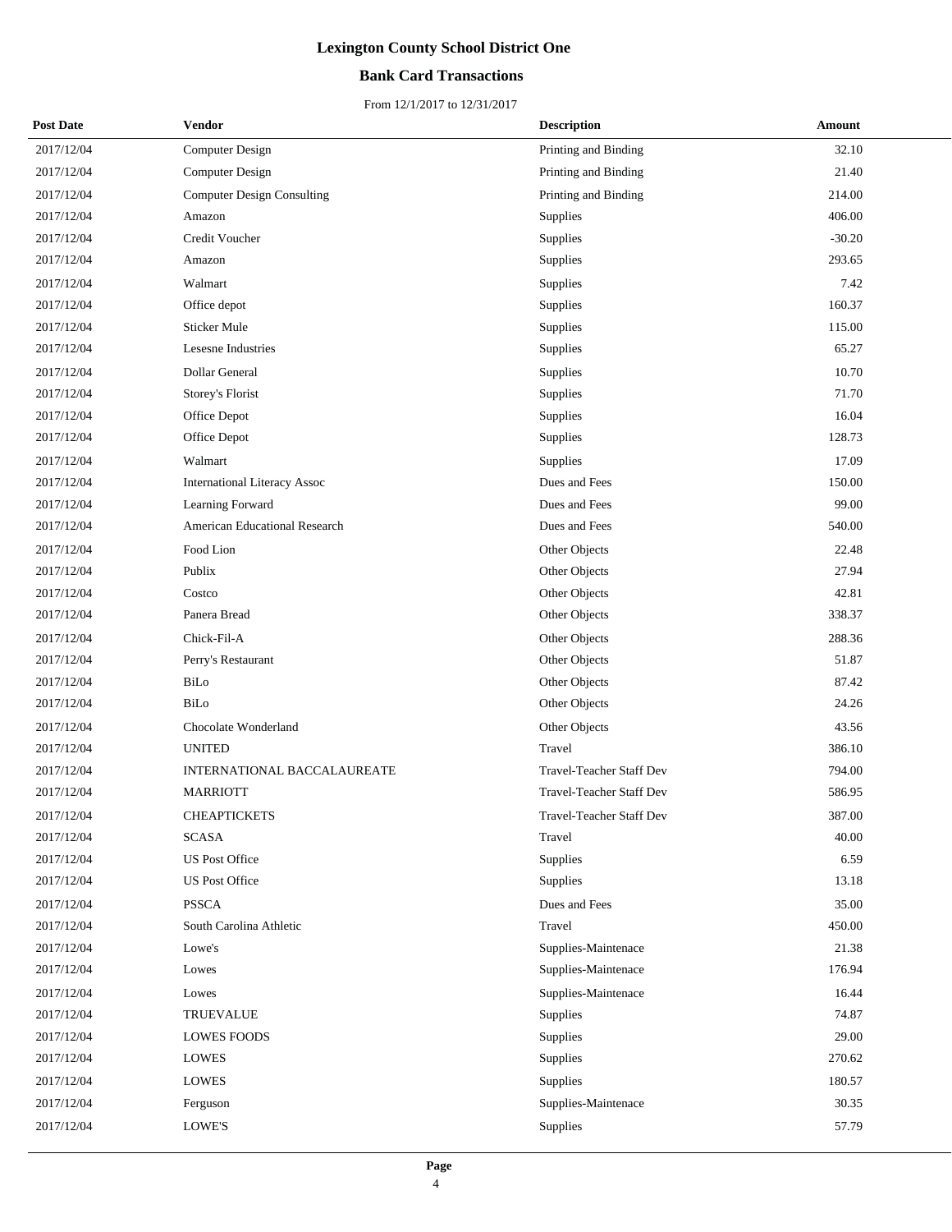# Lexington County School District One

## Bank Card Transactions

From 12/1/2017 to 12/31/2017

| Post Date | Vendor | Description | Amount |
|---|---|---|---|
| 2017/12/04 | Computer Design | Printing and Binding | 32.10 |
| 2017/12/04 | Computer Design | Printing and Binding | 21.40 |
| 2017/12/04 | Computer Design Consulting | Printing and Binding | 214.00 |
| 2017/12/04 | Amazon | Supplies | 406.00 |
| 2017/12/04 | Credit Voucher | Supplies | -30.20 |
| 2017/12/04 | Amazon | Supplies | 293.65 |
| 2017/12/04 | Walmart | Supplies | 7.42 |
| 2017/12/04 | Office depot | Supplies | 160.37 |
| 2017/12/04 | Sticker Mule | Supplies | 115.00 |
| 2017/12/04 | Lesesne Industries | Supplies | 65.27 |
| 2017/12/04 | Dollar General | Supplies | 10.70 |
| 2017/12/04 | Storey's Florist | Supplies | 71.70 |
| 2017/12/04 | Office Depot | Supplies | 16.04 |
| 2017/12/04 | Office Depot | Supplies | 128.73 |
| 2017/12/04 | Walmart | Supplies | 17.09 |
| 2017/12/04 | International Literacy Assoc | Dues and Fees | 150.00 |
| 2017/12/04 | Learning Forward | Dues and Fees | 99.00 |
| 2017/12/04 | American Educational Research | Dues and Fees | 540.00 |
| 2017/12/04 | Food Lion | Other Objects | 22.48 |
| 2017/12/04 | Publix | Other Objects | 27.94 |
| 2017/12/04 | Costco | Other Objects | 42.81 |
| 2017/12/04 | Panera Bread | Other Objects | 338.37 |
| 2017/12/04 | Chick-Fil-A | Other Objects | 288.36 |
| 2017/12/04 | Perry's Restaurant | Other Objects | 51.87 |
| 2017/12/04 | BiLo | Other Objects | 87.42 |
| 2017/12/04 | BiLo | Other Objects | 24.26 |
| 2017/12/04 | Chocolate Wonderland | Other Objects | 43.56 |
| 2017/12/04 | UNITED | Travel | 386.10 |
| 2017/12/04 | INTERNATIONAL BACCALAUREATE | Travel-Teacher Staff Dev | 794.00 |
| 2017/12/04 | MARRIOTT | Travel-Teacher Staff Dev | 586.95 |
| 2017/12/04 | CHEAPTICKETS | Travel-Teacher Staff Dev | 387.00 |
| 2017/12/04 | SCASA | Travel | 40.00 |
| 2017/12/04 | US Post Office | Supplies | 6.59 |
| 2017/12/04 | US Post Office | Supplies | 13.18 |
| 2017/12/04 | PSSCA | Dues and Fees | 35.00 |
| 2017/12/04 | South Carolina Athletic | Travel | 450.00 |
| 2017/12/04 | Lowe's | Supplies-Maintenace | 21.38 |
| 2017/12/04 | Lowes | Supplies-Maintenace | 176.94 |
| 2017/12/04 | Lowes | Supplies-Maintenace | 16.44 |
| 2017/12/04 | TRUEVALUE | Supplies | 74.87 |
| 2017/12/04 | LOWES FOODS | Supplies | 29.00 |
| 2017/12/04 | LOWES | Supplies | 270.62 |
| 2017/12/04 | LOWES | Supplies | 180.57 |
| 2017/12/04 | Ferguson | Supplies-Maintenace | 30.35 |
| 2017/12/04 | LOWE'S | Supplies | 57.79 |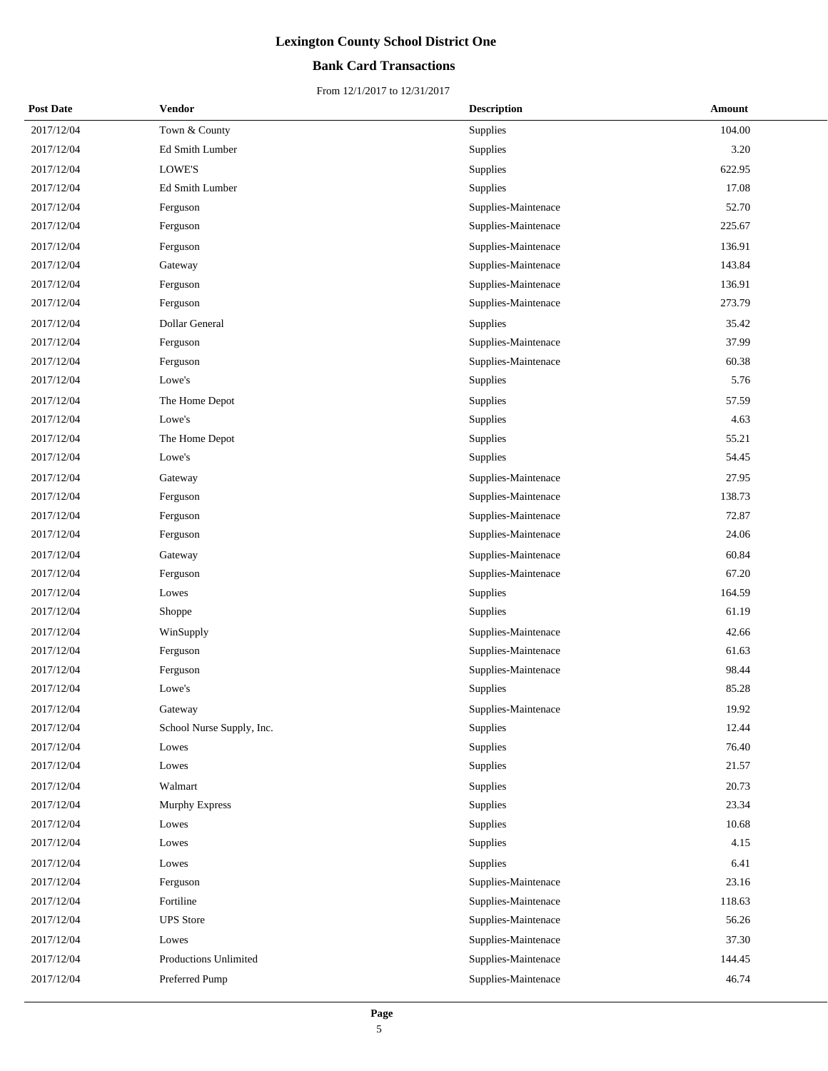# Lexington County School District One

## Bank Card Transactions

From 12/1/2017 to 12/31/2017

| Post Date | Vendor | Description | Amount |
|---|---|---|---|
| 2017/12/04 | Town & County | Supplies | 104.00 |
| 2017/12/04 | Ed Smith Lumber | Supplies | 3.20 |
| 2017/12/04 | LOWE'S | Supplies | 622.95 |
| 2017/12/04 | Ed Smith Lumber | Supplies | 17.08 |
| 2017/12/04 | Ferguson | Supplies-Maintenace | 52.70 |
| 2017/12/04 | Ferguson | Supplies-Maintenace | 225.67 |
| 2017/12/04 | Ferguson | Supplies-Maintenace | 136.91 |
| 2017/12/04 | Gateway | Supplies-Maintenace | 143.84 |
| 2017/12/04 | Ferguson | Supplies-Maintenace | 136.91 |
| 2017/12/04 | Ferguson | Supplies-Maintenace | 273.79 |
| 2017/12/04 | Dollar General | Supplies | 35.42 |
| 2017/12/04 | Ferguson | Supplies-Maintenace | 37.99 |
| 2017/12/04 | Ferguson | Supplies-Maintenace | 60.38 |
| 2017/12/04 | Lowe's | Supplies | 5.76 |
| 2017/12/04 | The Home Depot | Supplies | 57.59 |
| 2017/12/04 | Lowe's | Supplies | 4.63 |
| 2017/12/04 | The Home Depot | Supplies | 55.21 |
| 2017/12/04 | Lowe's | Supplies | 54.45 |
| 2017/12/04 | Gateway | Supplies-Maintenace | 27.95 |
| 2017/12/04 | Ferguson | Supplies-Maintenace | 138.73 |
| 2017/12/04 | Ferguson | Supplies-Maintenace | 72.87 |
| 2017/12/04 | Ferguson | Supplies-Maintenace | 24.06 |
| 2017/12/04 | Gateway | Supplies-Maintenace | 60.84 |
| 2017/12/04 | Ferguson | Supplies-Maintenace | 67.20 |
| 2017/12/04 | Lowes | Supplies | 164.59 |
| 2017/12/04 | Shoppe | Supplies | 61.19 |
| 2017/12/04 | WinSupply | Supplies-Maintenace | 42.66 |
| 2017/12/04 | Ferguson | Supplies-Maintenace | 61.63 |
| 2017/12/04 | Ferguson | Supplies-Maintenace | 98.44 |
| 2017/12/04 | Lowe's | Supplies | 85.28 |
| 2017/12/04 | Gateway | Supplies-Maintenace | 19.92 |
| 2017/12/04 | School Nurse Supply, Inc. | Supplies | 12.44 |
| 2017/12/04 | Lowes | Supplies | 76.40 |
| 2017/12/04 | Lowes | Supplies | 21.57 |
| 2017/12/04 | Walmart | Supplies | 20.73 |
| 2017/12/04 | Murphy Express | Supplies | 23.34 |
| 2017/12/04 | Lowes | Supplies | 10.68 |
| 2017/12/04 | Lowes | Supplies | 4.15 |
| 2017/12/04 | Lowes | Supplies | 6.41 |
| 2017/12/04 | Ferguson | Supplies-Maintenace | 23.16 |
| 2017/12/04 | Fortiline | Supplies-Maintenace | 118.63 |
| 2017/12/04 | UPS Store | Supplies-Maintenace | 56.26 |
| 2017/12/04 | Lowes | Supplies-Maintenace | 37.30 |
| 2017/12/04 | Productions Unlimited | Supplies-Maintenace | 144.45 |
| 2017/12/04 | Preferred Pump | Supplies-Maintenace | 46.74 |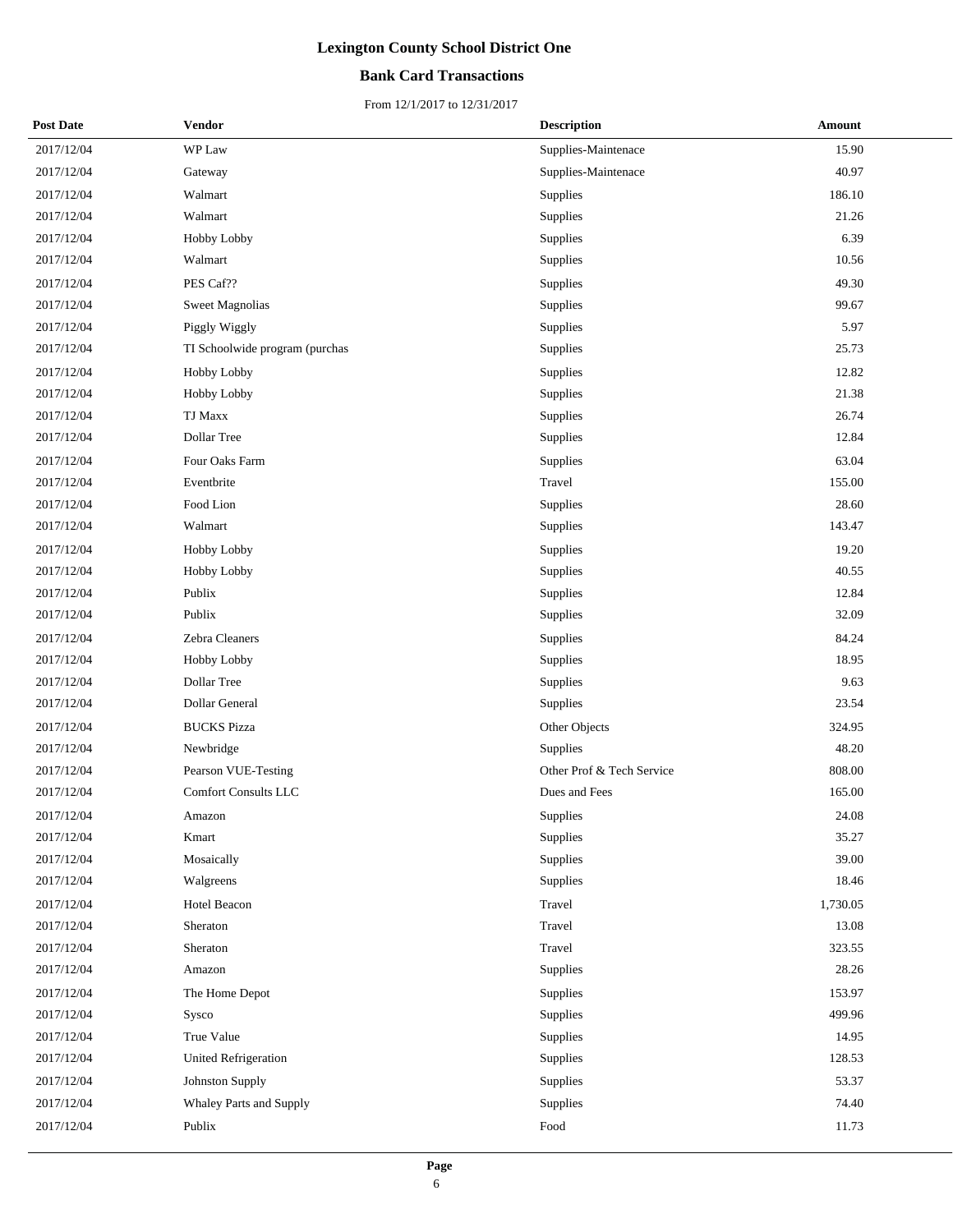# Lexington County School District One

## Bank Card Transactions

From 12/1/2017 to 12/31/2017

| Post Date | Vendor | Description | Amount |
|---|---|---|---|
| 2017/12/04 | WP Law | Supplies-Maintenace | 15.90 |
| 2017/12/04 | Gateway | Supplies-Maintenace | 40.97 |
| 2017/12/04 | Walmart | Supplies | 186.10 |
| 2017/12/04 | Walmart | Supplies | 21.26 |
| 2017/12/04 | Hobby Lobby | Supplies | 6.39 |
| 2017/12/04 | Walmart | Supplies | 10.56 |
| 2017/12/04 | PES Caf?? | Supplies | 49.30 |
| 2017/12/04 | Sweet Magnolias | Supplies | 99.67 |
| 2017/12/04 | Piggly Wiggly | Supplies | 5.97 |
| 2017/12/04 | TI Schoolwide program (purchas | Supplies | 25.73 |
| 2017/12/04 | Hobby Lobby | Supplies | 12.82 |
| 2017/12/04 | Hobby Lobby | Supplies | 21.38 |
| 2017/12/04 | TJ Maxx | Supplies | 26.74 |
| 2017/12/04 | Dollar Tree | Supplies | 12.84 |
| 2017/12/04 | Four Oaks Farm | Supplies | 63.04 |
| 2017/12/04 | Eventbrite | Travel | 155.00 |
| 2017/12/04 | Food Lion | Supplies | 28.60 |
| 2017/12/04 | Walmart | Supplies | 143.47 |
| 2017/12/04 | Hobby Lobby | Supplies | 19.20 |
| 2017/12/04 | Hobby Lobby | Supplies | 40.55 |
| 2017/12/04 | Publix | Supplies | 12.84 |
| 2017/12/04 | Publix | Supplies | 32.09 |
| 2017/12/04 | Zebra Cleaners | Supplies | 84.24 |
| 2017/12/04 | Hobby Lobby | Supplies | 18.95 |
| 2017/12/04 | Dollar Tree | Supplies | 9.63 |
| 2017/12/04 | Dollar General | Supplies | 23.54 |
| 2017/12/04 | BUCKS Pizza | Other Objects | 324.95 |
| 2017/12/04 | Newbridge | Supplies | 48.20 |
| 2017/12/04 | Pearson VUE-Testing | Other Prof & Tech Service | 808.00 |
| 2017/12/04 | Comfort Consults LLC | Dues and Fees | 165.00 |
| 2017/12/04 | Amazon | Supplies | 24.08 |
| 2017/12/04 | Kmart | Supplies | 35.27 |
| 2017/12/04 | Mosaically | Supplies | 39.00 |
| 2017/12/04 | Walgreens | Supplies | 18.46 |
| 2017/12/04 | Hotel Beacon | Travel | 1,730.05 |
| 2017/12/04 | Sheraton | Travel | 13.08 |
| 2017/12/04 | Sheraton | Travel | 323.55 |
| 2017/12/04 | Amazon | Supplies | 28.26 |
| 2017/12/04 | The Home Depot | Supplies | 153.97 |
| 2017/12/04 | Sysco | Supplies | 499.96 |
| 2017/12/04 | True Value | Supplies | 14.95 |
| 2017/12/04 | United Refrigeration | Supplies | 128.53 |
| 2017/12/04 | Johnston Supply | Supplies | 53.37 |
| 2017/12/04 | Whaley Parts and Supply | Supplies | 74.40 |
| 2017/12/04 | Publix | Food | 11.73 |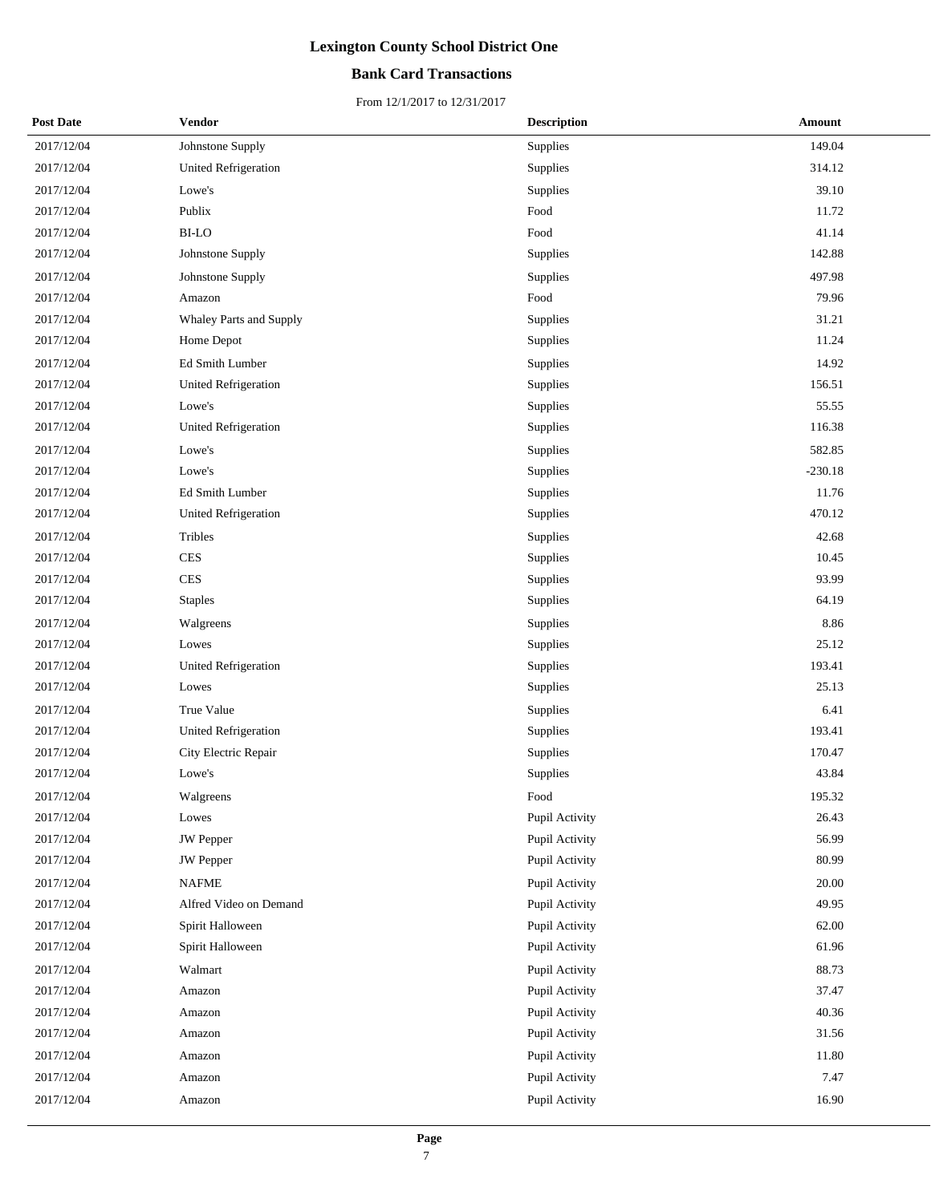# Lexington County School District One

## Bank Card Transactions

From 12/1/2017 to 12/31/2017

| Post Date | Vendor | Description | Amount |
|---|---|---|---|
| 2017/12/04 | Johnstone Supply | Supplies | 149.04 |
| 2017/12/04 | United Refrigeration | Supplies | 314.12 |
| 2017/12/04 | Lowe's | Supplies | 39.10 |
| 2017/12/04 | Publix | Food | 11.72 |
| 2017/12/04 | BI-LO | Food | 41.14 |
| 2017/12/04 | Johnstone Supply | Supplies | 142.88 |
| 2017/12/04 | Johnstone Supply | Supplies | 497.98 |
| 2017/12/04 | Amazon | Food | 79.96 |
| 2017/12/04 | Whaley Parts and Supply | Supplies | 31.21 |
| 2017/12/04 | Home Depot | Supplies | 11.24 |
| 2017/12/04 | Ed Smith Lumber | Supplies | 14.92 |
| 2017/12/04 | United Refrigeration | Supplies | 156.51 |
| 2017/12/04 | Lowe's | Supplies | 55.55 |
| 2017/12/04 | United Refrigeration | Supplies | 116.38 |
| 2017/12/04 | Lowe's | Supplies | 582.85 |
| 2017/12/04 | Lowe's | Supplies | -230.18 |
| 2017/12/04 | Ed Smith Lumber | Supplies | 11.76 |
| 2017/12/04 | United Refrigeration | Supplies | 470.12 |
| 2017/12/04 | Tribles | Supplies | 42.68 |
| 2017/12/04 | CES | Supplies | 10.45 |
| 2017/12/04 | CES | Supplies | 93.99 |
| 2017/12/04 | Staples | Supplies | 64.19 |
| 2017/12/04 | Walgreens | Supplies | 8.86 |
| 2017/12/04 | Lowes | Supplies | 25.12 |
| 2017/12/04 | United Refrigeration | Supplies | 193.41 |
| 2017/12/04 | Lowes | Supplies | 25.13 |
| 2017/12/04 | True Value | Supplies | 6.41 |
| 2017/12/04 | United Refrigeration | Supplies | 193.41 |
| 2017/12/04 | City Electric Repair | Supplies | 170.47 |
| 2017/12/04 | Lowe's | Supplies | 43.84 |
| 2017/12/04 | Walgreens | Food | 195.32 |
| 2017/12/04 | Lowes | Pupil Activity | 26.43 |
| 2017/12/04 | JW Pepper | Pupil Activity | 56.99 |
| 2017/12/04 | JW Pepper | Pupil Activity | 80.99 |
| 2017/12/04 | NAFME | Pupil Activity | 20.00 |
| 2017/12/04 | Alfred Video on Demand | Pupil Activity | 49.95 |
| 2017/12/04 | Spirit Halloween | Pupil Activity | 62.00 |
| 2017/12/04 | Spirit Halloween | Pupil Activity | 61.96 |
| 2017/12/04 | Walmart | Pupil Activity | 88.73 |
| 2017/12/04 | Amazon | Pupil Activity | 37.47 |
| 2017/12/04 | Amazon | Pupil Activity | 40.36 |
| 2017/12/04 | Amazon | Pupil Activity | 31.56 |
| 2017/12/04 | Amazon | Pupil Activity | 11.80 |
| 2017/12/04 | Amazon | Pupil Activity | 7.47 |
| 2017/12/04 | Amazon | Pupil Activity | 16.90 |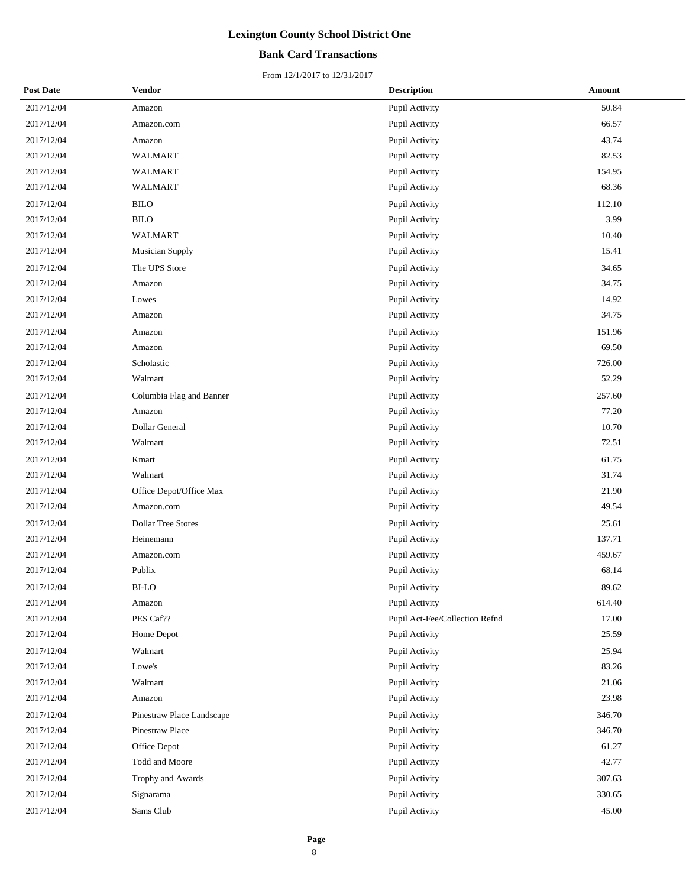# Lexington County School District One

## Bank Card Transactions

From 12/1/2017 to 12/31/2017

| Post Date | Vendor | Description | Amount |
|---|---|---|---|
| 2017/12/04 | Amazon | Pupil Activity | 50.84 |
| 2017/12/04 | Amazon.com | Pupil Activity | 66.57 |
| 2017/12/04 | Amazon | Pupil Activity | 43.74 |
| 2017/12/04 | WALMART | Pupil Activity | 82.53 |
| 2017/12/04 | WALMART | Pupil Activity | 154.95 |
| 2017/12/04 | WALMART | Pupil Activity | 68.36 |
| 2017/12/04 | BILO | Pupil Activity | 112.10 |
| 2017/12/04 | BILO | Pupil Activity | 3.99 |
| 2017/12/04 | WALMART | Pupil Activity | 10.40 |
| 2017/12/04 | Musician Supply | Pupil Activity | 15.41 |
| 2017/12/04 | The UPS Store | Pupil Activity | 34.65 |
| 2017/12/04 | Amazon | Pupil Activity | 34.75 |
| 2017/12/04 | Lowes | Pupil Activity | 14.92 |
| 2017/12/04 | Amazon | Pupil Activity | 34.75 |
| 2017/12/04 | Amazon | Pupil Activity | 151.96 |
| 2017/12/04 | Amazon | Pupil Activity | 69.50 |
| 2017/12/04 | Scholastic | Pupil Activity | 726.00 |
| 2017/12/04 | Walmart | Pupil Activity | 52.29 |
| 2017/12/04 | Columbia Flag and Banner | Pupil Activity | 257.60 |
| 2017/12/04 | Amazon | Pupil Activity | 77.20 |
| 2017/12/04 | Dollar General | Pupil Activity | 10.70 |
| 2017/12/04 | Walmart | Pupil Activity | 72.51 |
| 2017/12/04 | Kmart | Pupil Activity | 61.75 |
| 2017/12/04 | Walmart | Pupil Activity | 31.74 |
| 2017/12/04 | Office Depot/Office Max | Pupil Activity | 21.90 |
| 2017/12/04 | Amazon.com | Pupil Activity | 49.54 |
| 2017/12/04 | Dollar Tree Stores | Pupil Activity | 25.61 |
| 2017/12/04 | Heinemann | Pupil Activity | 137.71 |
| 2017/12/04 | Amazon.com | Pupil Activity | 459.67 |
| 2017/12/04 | Publix | Pupil Activity | 68.14 |
| 2017/12/04 | BI-LO | Pupil Activity | 89.62 |
| 2017/12/04 | Amazon | Pupil Activity | 614.40 |
| 2017/12/04 | PES Caf?? | Pupil Act-Fee/Collection Refnd | 17.00 |
| 2017/12/04 | Home Depot | Pupil Activity | 25.59 |
| 2017/12/04 | Walmart | Pupil Activity | 25.94 |
| 2017/12/04 | Lowe's | Pupil Activity | 83.26 |
| 2017/12/04 | Walmart | Pupil Activity | 21.06 |
| 2017/12/04 | Amazon | Pupil Activity | 23.98 |
| 2017/12/04 | Pinestraw Place Landscape | Pupil Activity | 346.70 |
| 2017/12/04 | Pinestraw Place | Pupil Activity | 346.70 |
| 2017/12/04 | Office Depot | Pupil Activity | 61.27 |
| 2017/12/04 | Todd and Moore | Pupil Activity | 42.77 |
| 2017/12/04 | Trophy and Awards | Pupil Activity | 307.63 |
| 2017/12/04 | Signarama | Pupil Activity | 330.65 |
| 2017/12/04 | Sams Club | Pupil Activity | 45.00 |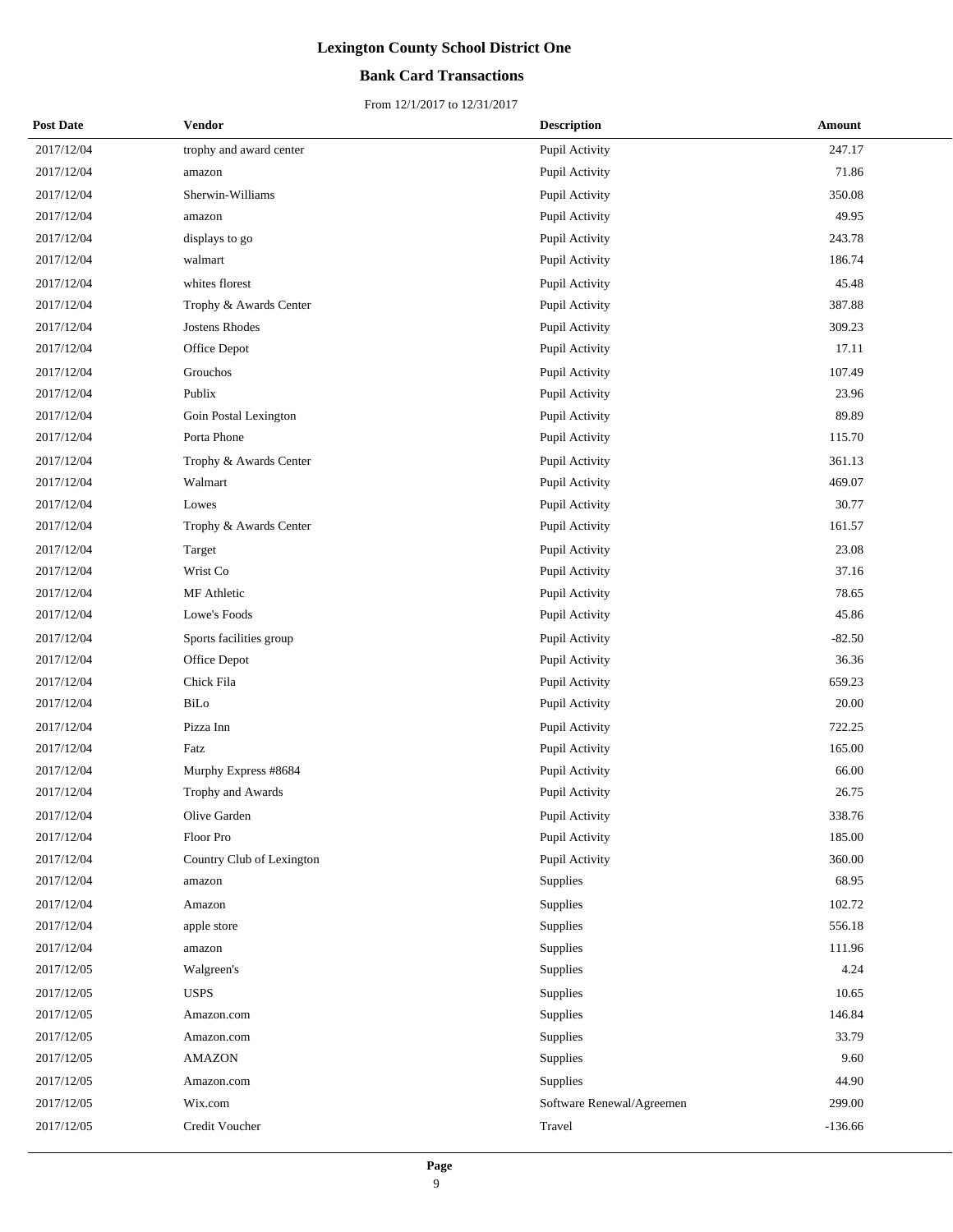# Lexington County School District One

## Bank Card Transactions

From 12/1/2017 to 12/31/2017

| Post Date | Vendor | Description | Amount |
|---|---|---|---|
| 2017/12/04 | trophy and award center | Pupil Activity | 247.17 |
| 2017/12/04 | amazon | Pupil Activity | 71.86 |
| 2017/12/04 | Sherwin-Williams | Pupil Activity | 350.08 |
| 2017/12/04 | amazon | Pupil Activity | 49.95 |
| 2017/12/04 | displays to go | Pupil Activity | 243.78 |
| 2017/12/04 | walmart | Pupil Activity | 186.74 |
| 2017/12/04 | whites florest | Pupil Activity | 45.48 |
| 2017/12/04 | Trophy & Awards Center | Pupil Activity | 387.88 |
| 2017/12/04 | Jostens Rhodes | Pupil Activity | 309.23 |
| 2017/12/04 | Office Depot | Pupil Activity | 17.11 |
| 2017/12/04 | Grouchos | Pupil Activity | 107.49 |
| 2017/12/04 | Publix | Pupil Activity | 23.96 |
| 2017/12/04 | Goin Postal Lexington | Pupil Activity | 89.89 |
| 2017/12/04 | Porta Phone | Pupil Activity | 115.70 |
| 2017/12/04 | Trophy & Awards Center | Pupil Activity | 361.13 |
| 2017/12/04 | Walmart | Pupil Activity | 469.07 |
| 2017/12/04 | Lowes | Pupil Activity | 30.77 |
| 2017/12/04 | Trophy & Awards Center | Pupil Activity | 161.57 |
| 2017/12/04 | Target | Pupil Activity | 23.08 |
| 2017/12/04 | Wrist Co | Pupil Activity | 37.16 |
| 2017/12/04 | MF Athletic | Pupil Activity | 78.65 |
| 2017/12/04 | Lowe's Foods | Pupil Activity | 45.86 |
| 2017/12/04 | Sports facilities group | Pupil Activity | -82.50 |
| 2017/12/04 | Office Depot | Pupil Activity | 36.36 |
| 2017/12/04 | Chick Fila | Pupil Activity | 659.23 |
| 2017/12/04 | BiLo | Pupil Activity | 20.00 |
| 2017/12/04 | Pizza Inn | Pupil Activity | 722.25 |
| 2017/12/04 | Fatz | Pupil Activity | 165.00 |
| 2017/12/04 | Murphy Express #8684 | Pupil Activity | 66.00 |
| 2017/12/04 | Trophy and Awards | Pupil Activity | 26.75 |
| 2017/12/04 | Olive Garden | Pupil Activity | 338.76 |
| 2017/12/04 | Floor Pro | Pupil Activity | 185.00 |
| 2017/12/04 | Country Club of Lexington | Pupil Activity | 360.00 |
| 2017/12/04 | amazon | Supplies | 68.95 |
| 2017/12/04 | Amazon | Supplies | 102.72 |
| 2017/12/04 | apple store | Supplies | 556.18 |
| 2017/12/04 | amazon | Supplies | 111.96 |
| 2017/12/05 | Walgreen's | Supplies | 4.24 |
| 2017/12/05 | USPS | Supplies | 10.65 |
| 2017/12/05 | Amazon.com | Supplies | 146.84 |
| 2017/12/05 | Amazon.com | Supplies | 33.79 |
| 2017/12/05 | AMAZON | Supplies | 9.60 |
| 2017/12/05 | Amazon.com | Supplies | 44.90 |
| 2017/12/05 | Wix.com | Software Renewal/Agreemen | 299.00 |
| 2017/12/05 | Credit Voucher | Travel | -136.66 |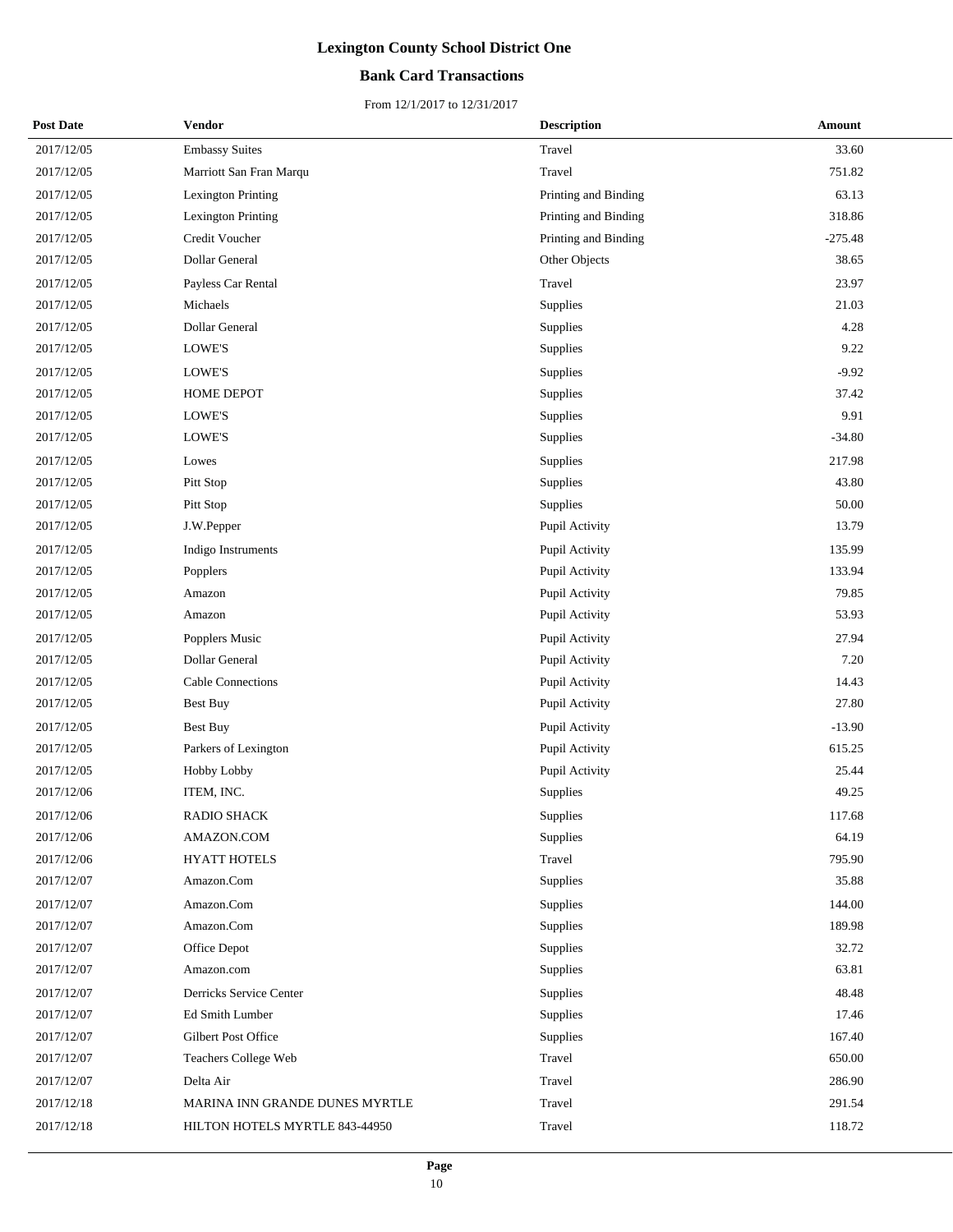# Lexington County School District One

## Bank Card Transactions

From 12/1/2017 to 12/31/2017

| Post Date | Vendor | Description | Amount |
|---|---|---|---|
| 2017/12/05 | Embassy Suites | Travel | 33.60 |
| 2017/12/05 | Marriott San Fran Marqu | Travel | 751.82 |
| 2017/12/05 | Lexington Printing | Printing and Binding | 63.13 |
| 2017/12/05 | Lexington Printing | Printing and Binding | 318.86 |
| 2017/12/05 | Credit Voucher | Printing and Binding | -275.48 |
| 2017/12/05 | Dollar General | Other Objects | 38.65 |
| 2017/12/05 | Payless Car Rental | Travel | 23.97 |
| 2017/12/05 | Michaels | Supplies | 21.03 |
| 2017/12/05 | Dollar General | Supplies | 4.28 |
| 2017/12/05 | LOWE'S | Supplies | 9.22 |
| 2017/12/05 | LOWE'S | Supplies | -9.92 |
| 2017/12/05 | HOME DEPOT | Supplies | 37.42 |
| 2017/12/05 | LOWE'S | Supplies | 9.91 |
| 2017/12/05 | LOWE'S | Supplies | -34.80 |
| 2017/12/05 | Lowes | Supplies | 217.98 |
| 2017/12/05 | Pitt Stop | Supplies | 43.80 |
| 2017/12/05 | Pitt Stop | Supplies | 50.00 |
| 2017/12/05 | J.W.Pepper | Pupil Activity | 13.79 |
| 2017/12/05 | Indigo Instruments | Pupil Activity | 135.99 |
| 2017/12/05 | Popplers | Pupil Activity | 133.94 |
| 2017/12/05 | Amazon | Pupil Activity | 79.85 |
| 2017/12/05 | Amazon | Pupil Activity | 53.93 |
| 2017/12/05 | Popplers Music | Pupil Activity | 27.94 |
| 2017/12/05 | Dollar General | Pupil Activity | 7.20 |
| 2017/12/05 | Cable Connections | Pupil Activity | 14.43 |
| 2017/12/05 | Best Buy | Pupil Activity | 27.80 |
| 2017/12/05 | Best Buy | Pupil Activity | -13.90 |
| 2017/12/05 | Parkers of Lexington | Pupil Activity | 615.25 |
| 2017/12/05 | Hobby Lobby | Pupil Activity | 25.44 |
| 2017/12/06 | ITEM, INC. | Supplies | 49.25 |
| 2017/12/06 | RADIO SHACK | Supplies | 117.68 |
| 2017/12/06 | AMAZON.COM | Supplies | 64.19 |
| 2017/12/06 | HYATT HOTELS | Travel | 795.90 |
| 2017/12/07 | Amazon.Com | Supplies | 35.88 |
| 2017/12/07 | Amazon.Com | Supplies | 144.00 |
| 2017/12/07 | Amazon.Com | Supplies | 189.98 |
| 2017/12/07 | Office Depot | Supplies | 32.72 |
| 2017/12/07 | Amazon.com | Supplies | 63.81 |
| 2017/12/07 | Derricks Service Center | Supplies | 48.48 |
| 2017/12/07 | Ed Smith Lumber | Supplies | 17.46 |
| 2017/12/07 | Gilbert Post Office | Supplies | 167.40 |
| 2017/12/07 | Teachers College Web | Travel | 650.00 |
| 2017/12/07 | Delta Air | Travel | 286.90 |
| 2017/12/18 | MARINA INN GRANDE DUNES MYRTLE | Travel | 291.54 |
| 2017/12/18 | HILTON HOTELS MYRTLE 843-44950 | Travel | 118.72 |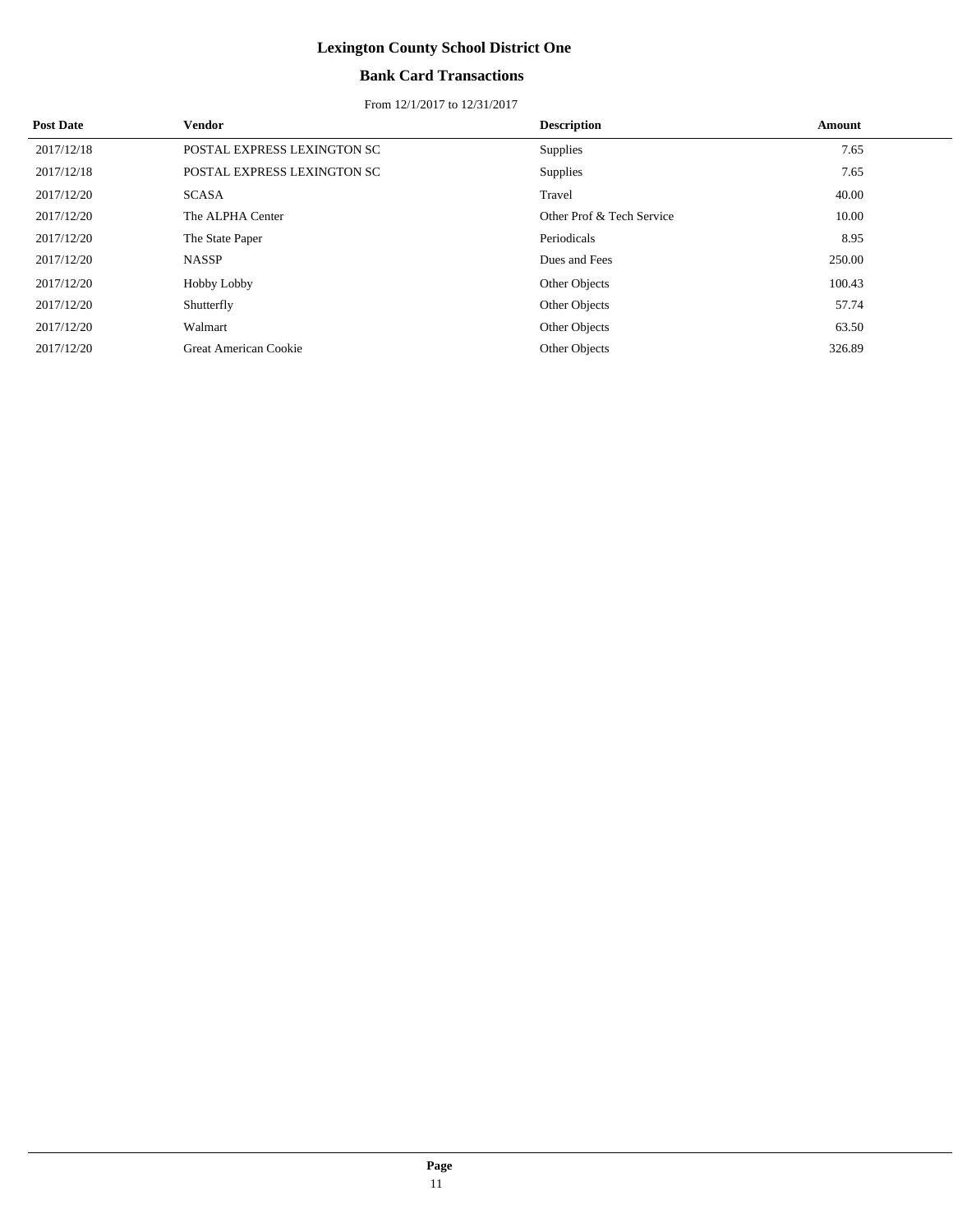# Lexington County School District One

## Bank Card Transactions

From 12/1/2017 to 12/31/2017

| Post Date | Vendor | Description | Amount |
|---|---|---|---|
| 2017/12/18 | POSTAL EXPRESS LEXINGTON SC | Supplies | 7.65 |
| 2017/12/18 | POSTAL EXPRESS LEXINGTON SC | Supplies | 7.65 |
| 2017/12/20 | SCASA | Travel | 40.00 |
| 2017/12/20 | The ALPHA Center | Other Prof & Tech Service | 10.00 |
| 2017/12/20 | The State Paper | Periodicals | 8.95 |
| 2017/12/20 | NASSP | Dues and Fees | 250.00 |
| 2017/12/20 | Hobby Lobby | Other Objects | 100.43 |
| 2017/12/20 | Shutterfly | Other Objects | 57.74 |
| 2017/12/20 | Walmart | Other Objects | 63.50 |
| 2017/12/20 | Great American Cookie | Other Objects | 326.89 |